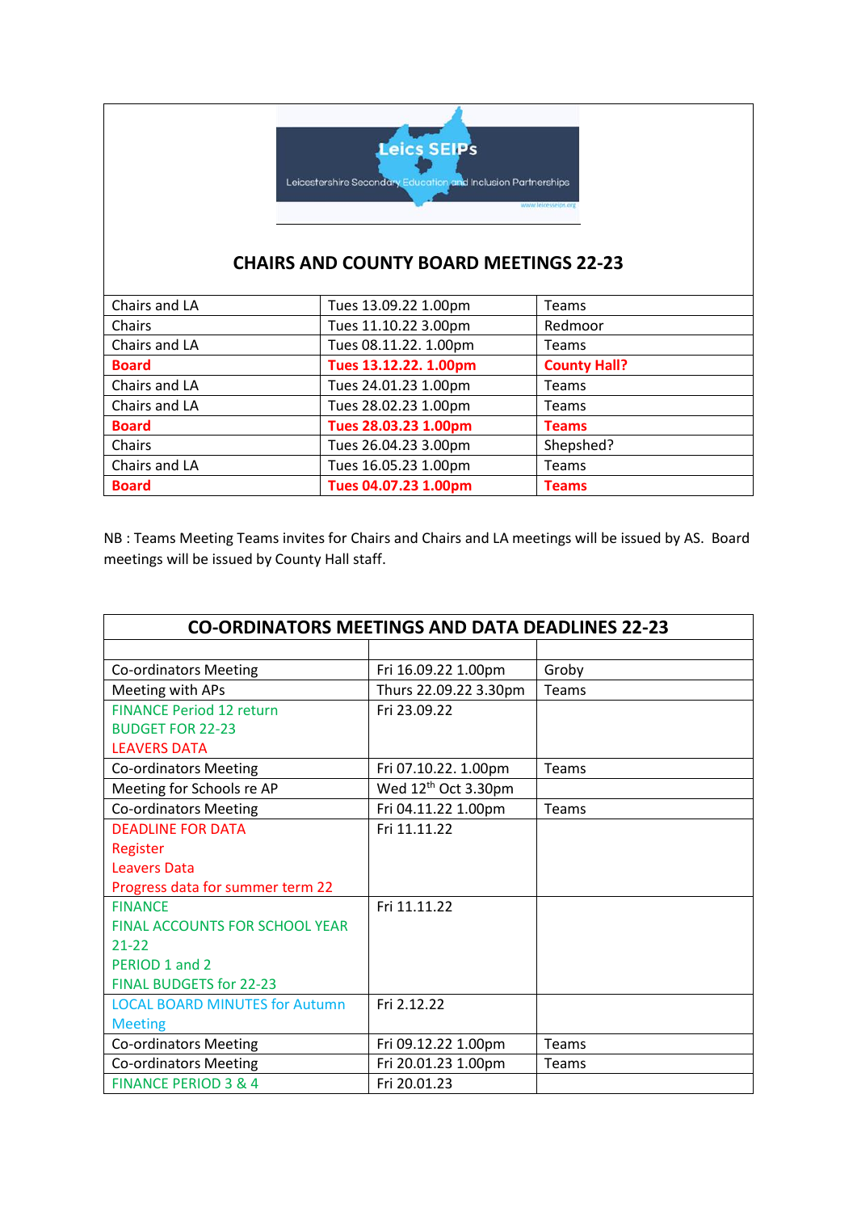Leics SEIPs

Leicestershire Secondary Education and Inclusion Partnerships

www.leicsseips.org

## CHAIRS AND COUNTY BOARD MEETINGS 22-23

| | | |
|---|---|---|
| Chairs and LA | Tues 13.09.22 1.00pm | Teams |
| Chairs | Tues 11.10.22 3.00pm | Redmoor |
| Chairs and LA | Tues 08.11.22. 1.00pm | Teams |
| **Board** | **Tues 13.12.22. 1.00pm** | **County Hall?** |
| Chairs and LA | Tues 24.01.23 1.00pm | Teams |
| Chairs and LA | Tues 28.02.23 1.00pm | Teams |
| **Board** | **Tues 28.03.23 1.00pm** | **Teams** |
| Chairs | Tues 26.04.23 3.00pm | Shepshed? |
| Chairs and LA | Tues 16.05.23 1.00pm | Teams |
| **Board** | **Tues 04.07.23 1.00pm** | **Teams** |

NB : Teams Meeting Teams invites for Chairs and Chairs and LA meetings will be issued by AS. Board meetings will be issued by County Hall staff.

## CO-ORDINATORS MEETINGS AND DATA DEADLINES 22-23

| | | |
|---|---|---|
| Co-ordinators Meeting | Fri 16.09.22 1.00pm | Groby |
| Meeting with APs | Thurs 22.09.22 3.30pm | Teams |
| FINANCE Period 12 return<br>BUDGET FOR 22-23<br>LEAVERS DATA | Fri 23.09.22 | |
| Co-ordinators Meeting | Fri 07.10.22. 1.00pm | Teams |
| Meeting for Schools re AP | Wed 12th Oct 3.30pm | |
| Co-ordinators Meeting | Fri 04.11.22 1.00pm | Teams |
| DEADLINE FOR DATA<br>Register<br>Leavers Data<br>Progress data for summer term 22 | Fri 11.11.22 | |
| FINANCE<br>FINAL ACCOUNTS FOR SCHOOL YEAR 21-22<br>PERIOD 1 and 2<br>FINAL BUDGETS for 22-23 | Fri 11.11.22 | |
| LOCAL BOARD MINUTES for Autumn Meeting | Fri 2.12.22 | |
| Co-ordinators Meeting | Fri 09.12.22 1.00pm | Teams |
| Co-ordinators Meeting | Fri 20.01.23 1.00pm | Teams |
| FINANCE PERIOD 3 & 4 | Fri 20.01.23 | |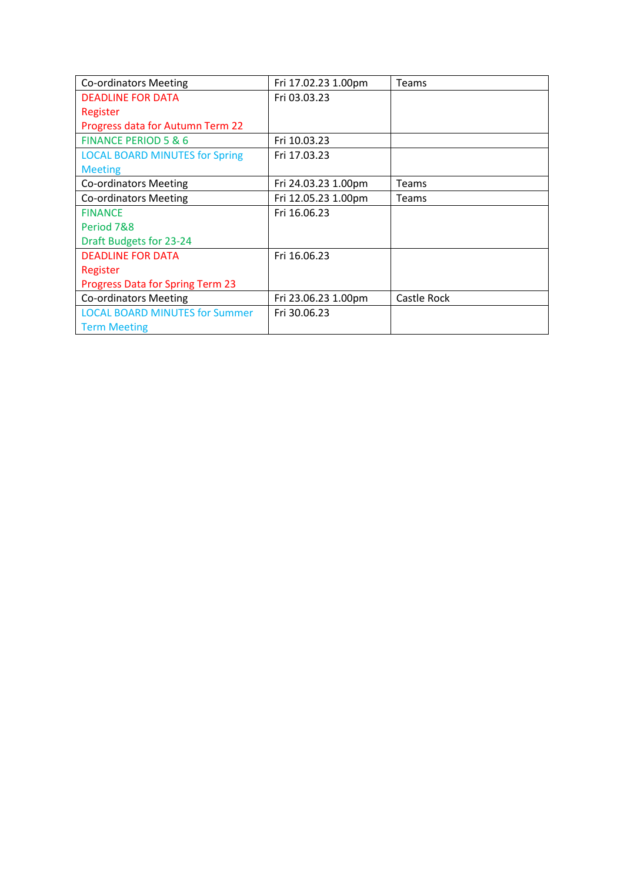| | | |
|---|---|---|
| Co-ordinators Meeting | Fri 17.02.23 1.00pm | Teams |
| DEADLINE FOR DATA<br>Register<br>Progress data for Autumn Term 22 | Fri 03.03.23 | |
| FINANCE PERIOD 5 & 6 | Fri 10.03.23 | |
| LOCAL BOARD MINUTES for Spring Meeting | Fri 17.03.23 | |
| Co-ordinators Meeting | Fri 24.03.23 1.00pm | Teams |
| Co-ordinators Meeting | Fri 12.05.23 1.00pm | Teams |
| FINANCE<br>Period 7&8<br>Draft Budgets for 23-24 | Fri 16.06.23 | |
| DEADLINE FOR DATA<br>Register<br>Progress Data for Spring Term 23 | Fri 16.06.23 | |
| Co-ordinators Meeting | Fri 23.06.23 1.00pm | Castle Rock |
| LOCAL BOARD MINUTES for Summer Term Meeting | Fri 30.06.23 | |